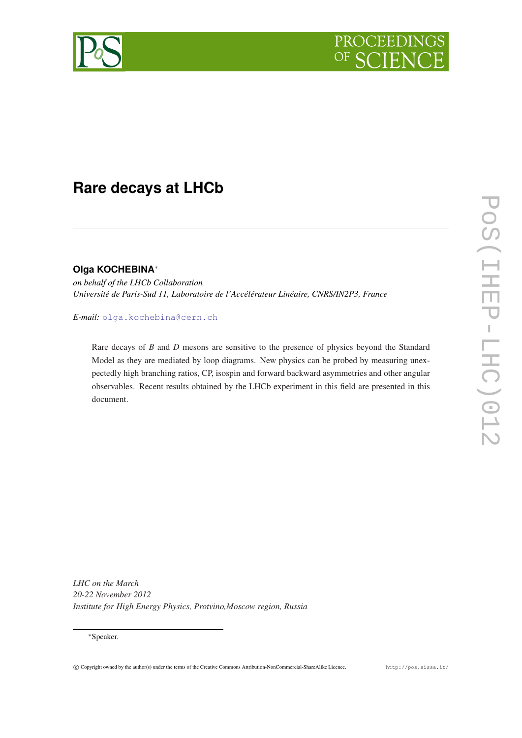# Rare decays at LHCb

**Olga KOCHEBINA**[∗]

*on behalf of the LHCb Collaboration*
*Université de Paris-Sud 11, Laboratoire de l'Accélérateur Linéaire, CNRS/IN2P3, France*

*E-mail:* olga.kochebina@cern.ch

Rare decays of $B$ and $D$ mesons are sensitive to the presence of physics beyond the Standard Model as they are mediated by loop diagrams. New physics can be probed by measuring unexpectedly high branching ratios, CP, isospin and forward backward asymmetries and other angular observables. Recent results obtained by the LHCb experiment in this field are presented in this document.

*LHC on the March*
*20-22 November 2012*
*Institute for High Energy Physics, Protvino,Moscow region, Russia*

[∗]Speaker.

© Copyright owned by the author(s) under the terms of the Creative Commons Attribution-NonCommercial-ShareAlike Licence. http://pos.sissa.it/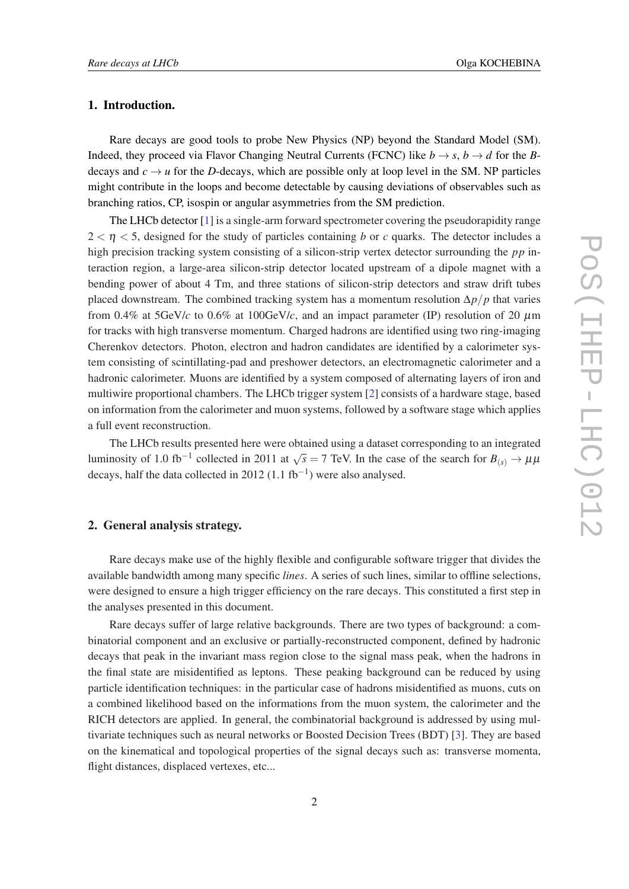## 1. Introduction.

Rare decays are good tools to probe New Physics (NP) beyond the Standard Model (SM). Indeed, they proceed via Flavor Changing Neutral Currents (FCNC) like $b \to s$, $b \to d$ for the $B$-decays and $c \to u$ for the $D$-decays, which are possible only at loop level in the SM. NP particles might contribute in the loops and become detectable by causing deviations of observables such as branching ratios, CP, isospin or angular asymmetries from the SM prediction.

The LHCb detector [1] is a single-arm forward spectrometer covering the pseudorapidity range $2 < \eta < 5$, designed for the study of particles containing $b$ or $c$ quarks. The detector includes a high precision tracking system consisting of a silicon-strip vertex detector surrounding the $pp$ interaction region, a large-area silicon-strip detector located upstream of a dipole magnet with a bending power of about 4 Tm, and three stations of silicon-strip detectors and straw drift tubes placed downstream. The combined tracking system has a momentum resolution $\Delta p/p$ that varies from 0.4% at 5GeV/$c$ to 0.6% at 100GeV/$c$, and an impact parameter (IP) resolution of 20 $\mu$m for tracks with high transverse momentum. Charged hadrons are identified using two ring-imaging Cherenkov detectors. Photon, electron and hadron candidates are identified by a calorimeter system consisting of scintillating-pad and preshower detectors, an electromagnetic calorimeter and a hadronic calorimeter. Muons are identified by a system composed of alternating layers of iron and multiwire proportional chambers. The LHCb trigger system [2] consists of a hardware stage, based on information from the calorimeter and muon systems, followed by a software stage which applies a full event reconstruction.

The LHCb results presented here were obtained using a dataset corresponding to an integrated luminosity of 1.0 fb$^{-1}$ collected in 2011 at $\sqrt{s} = 7$ TeV. In the case of the search for $B_{(s)} \to \mu\mu$ decays, half the data collected in 2012 (1.1 fb$^{-1}$) were also analysed.

## 2. General analysis strategy.

Rare decays make use of the highly flexible and configurable software trigger that divides the available bandwidth among many specific *lines*. A series of such lines, similar to offline selections, were designed to ensure a high trigger efficiency on the rare decays. This constituted a first step in the analyses presented in this document.

Rare decays suffer of large relative backgrounds. There are two types of background: a combinatorial component and an exclusive or partially-reconstructed component, defined by hadronic decays that peak in the invariant mass region close to the signal mass peak, when the hadrons in the final state are misidentified as leptons. These peaking background can be reduced by using particle identification techniques: in the particular case of hadrons misidentified as muons, cuts on a combined likelihood based on the informations from the muon system, the calorimeter and the RICH detectors are applied. In general, the combinatorial background is addressed by using multivariate techniques such as neural networks or Boosted Decision Trees (BDT) [3]. They are based on the kinematical and topological properties of the signal decays such as: transverse momenta, flight distances, displaced vertexes, etc...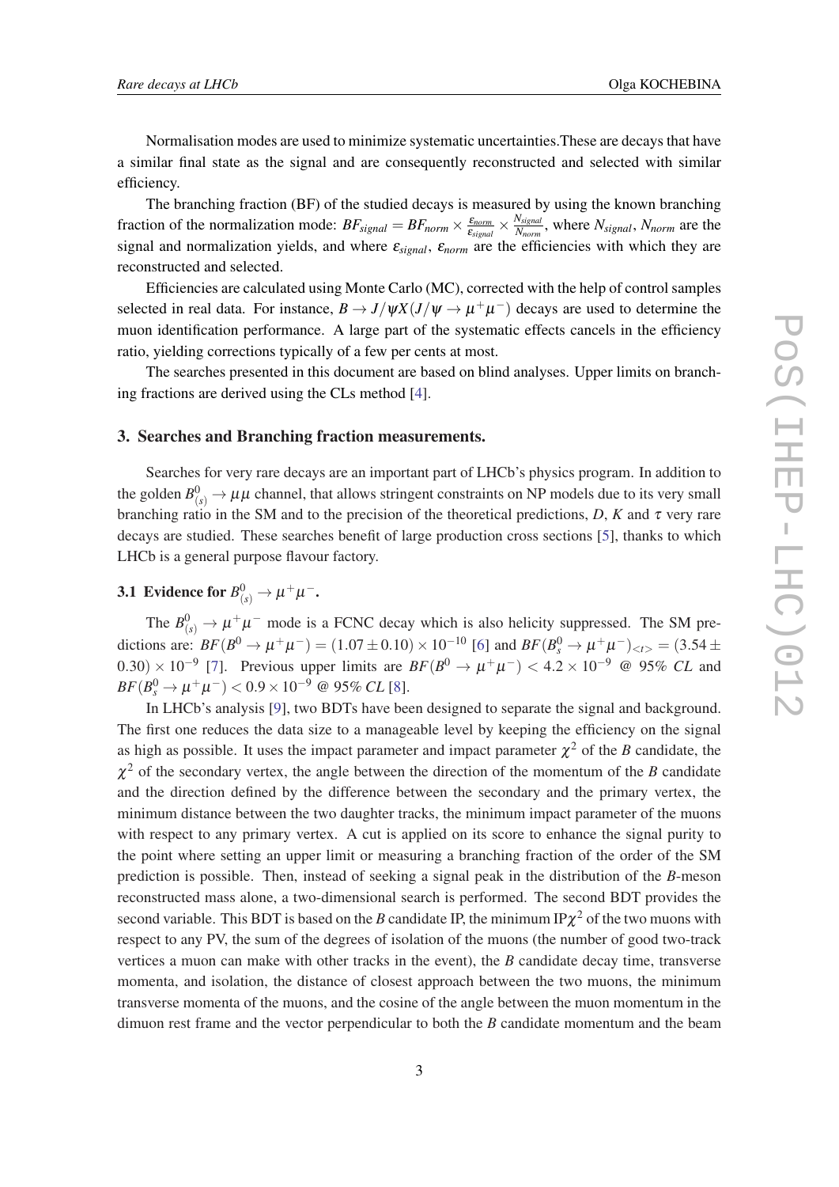Normalisation modes are used to minimize systematic uncertainties.These are decays that have a similar final state as the signal and are consequently reconstructed and selected with similar efficiency.

The branching fraction (BF) of the studied decays is measured by using the known branching fraction of the normalization mode: $BF_{signal} = BF_{norm} \times \frac{\varepsilon_{norm}}{\varepsilon_{signal}} \times \frac{N_{signal}}{N_{norm}}$, where $N_{signal}$, $N_{norm}$ are the signal and normalization yields, and where $\varepsilon_{signal}$, $\varepsilon_{norm}$ are the efficiencies with which they are reconstructed and selected.

Efficiencies are calculated using Monte Carlo (MC), corrected with the help of control samples selected in real data. For instance, $B \to J/\psi X (J/\psi \to \mu^+\mu^-)$ decays are used to determine the muon identification performance. A large part of the systematic effects cancels in the efficiency ratio, yielding corrections typically of a few per cents at most.

The searches presented in this document are based on blind analyses. Upper limits on branching fractions are derived using the CLs method [4].

## 3. Searches and Branching fraction measurements.

Searches for very rare decays are an important part of LHCb's physics program. In addition to the golden $B^0_{(s)} \to \mu\mu$ channel, that allows stringent constraints on NP models due to its very small branching ratio in the SM and to the precision of the theoretical predictions, $D$, $K$ and $\tau$ very rare decays are studied. These searches benefit of large production cross sections [5], thanks to which LHCb is a general purpose flavour factory.

### 3.1 Evidence for $B^0_{(s)} \to \mu^+\mu^-$.

The $B^0_{(s)} \to \mu^+\mu^-$ mode is a FCNC decay which is also helicity suppressed. The SM predictions are: $BF(B^0 \to \mu^+\mu^-) = (1.07 \pm 0.10) \times 10^{-10}$ [6] and $BF(B^0_s \to \mu^+\mu^-)_{<t>} = (3.54 \pm 0.30) \times 10^{-9}$ [7]. Previous upper limits are $BF(B^0 \to \mu^+\mu^-) < 4.2 \times 10^{-9}$ @ 95% *CL* and $BF(B^0_s \to \mu^+\mu^-) < 0.9 \times 10^{-9}$ @ 95% *CL* [8].

In LHCb's analysis [9], two BDTs have been designed to separate the signal and background. The first one reduces the data size to a manageable level by keeping the efficiency on the signal as high as possible. It uses the impact parameter and impact parameter $\chi^2$ of the $B$ candidate, the $\chi^2$ of the secondary vertex, the angle between the direction of the momentum of the $B$ candidate and the direction defined by the difference between the secondary and the primary vertex, the minimum distance between the two daughter tracks, the minimum impact parameter of the muons with respect to any primary vertex. A cut is applied on its score to enhance the signal purity to the point where setting an upper limit or measuring a branching fraction of the order of the SM prediction is possible. Then, instead of seeking a signal peak in the distribution of the $B$-meson reconstructed mass alone, a two-dimensional search is performed. The second BDT provides the second variable. This BDT is based on the $B$ candidate IP, the minimum IP$\chi^2$ of the two muons with respect to any PV, the sum of the degrees of isolation of the muons (the number of good two-track vertices a muon can make with other tracks in the event), the $B$ candidate decay time, transverse momenta, and isolation, the distance of closest approach between the two muons, the minimum transverse momenta of the muons, and the cosine of the angle between the muon momentum in the dimuon rest frame and the vector perpendicular to both the $B$ candidate momentum and the beam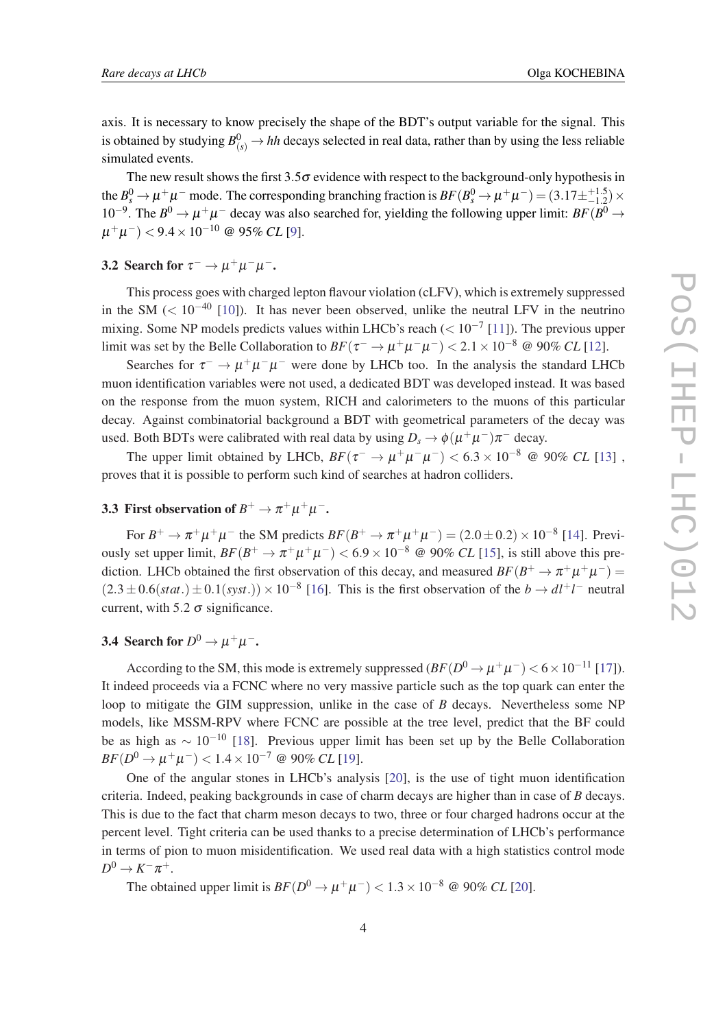axis. It is necessary to know precisely the shape of the BDT's output variable for the signal. This is obtained by studying $B^0_{(s)} \to hh$ decays selected in real data, rather than by using the less reliable simulated events.

The new result shows the first $3.5\sigma$ evidence with respect to the background-only hypothesis in the $B^0_s \to \mu^+\mu^-$ mode. The corresponding branching fraction is $BF(B^0_s \to \mu^+\mu^-) = (3.17 \pm^{+1.5}_{-1.2}) \times 10^{-9}$. The $B^0 \to \mu^+\mu^-$ decay was also searched for, yielding the following upper limit: $BF(B^0 \to \mu^+\mu^-) < 9.4 \times 10^{-10}$ @ 95% *CL* [9].

### 3.2 Search for $\tau^- \to \mu^+\mu^-\mu^-$.

This process goes with charged lepton flavour violation (cLFV), which is extremely suppressed in the SM ($< 10^{-40}$ [10]). It has never been observed, unlike the neutral LFV in the neutrino mixing. Some NP models predicts values within LHCb's reach ($< 10^{-7}$ [11]). The previous upper limit was set by the Belle Collaboration to $BF(\tau^- \to \mu^+\mu^-\mu^-) < 2.1 \times 10^{-8}$ @ 90% *CL* [12].

Searches for $\tau^- \to \mu^+\mu^-\mu^-$ were done by LHCb too. In the analysis the standard LHCb muon identification variables were not used, a dedicated BDT was developed instead. It was based on the response from the muon system, RICH and calorimeters to the muons of this particular decay. Against combinatorial background a BDT with geometrical parameters of the decay was used. Both BDTs were calibrated with real data by using $D_s \to \phi(\mu^+\mu^-)\pi^-$ decay.

The upper limit obtained by LHCb, $BF(\tau^- \to \mu^+\mu^-\mu^-) < 6.3 \times 10^{-8}$ @ 90% *CL* [13] , proves that it is possible to perform such kind of searches at hadron colliders.

### 3.3 First observation of $B^+ \to \pi^+\mu^+\mu^-$.

For $B^+ \to \pi^+\mu^+\mu^-$ the SM predicts $BF(B^+ \to \pi^+\mu^+\mu^-) = (2.0 \pm 0.2) \times 10^{-8}$ [14]. Previously set upper limit, $BF(B^+ \to \pi^+\mu^+\mu^-) < 6.9 \times 10^{-8}$ @ 90% *CL* [15], is still above this prediction. LHCb obtained the first observation of this decay, and measured $BF(B^+ \to \pi^+\mu^+\mu^-) = (2.3 \pm 0.6(stat.) \pm 0.1(syst.)) \times 10^{-8}$ [16]. This is the first observation of the $b \to dl^+l^-$ neutral current, with 5.2 $\sigma$ significance.

### 3.4 Search for $D^0 \to \mu^+\mu^-$.

According to the SM, this mode is extremely suppressed ($BF(D^0 \to \mu^+\mu^-) < 6 \times 10^{-11}$ [17]). It indeed proceeds via a FCNC where no very massive particle such as the top quark can enter the loop to mitigate the GIM suppression, unlike in the case of $B$ decays. Nevertheless some NP models, like MSSM-RPV where FCNC are possible at the tree level, predict that the BF could be as high as $\sim 10^{-10}$ [18]. Previous upper limit has been set up by the Belle Collaboration $BF(D^0 \to \mu^+\mu^-) < 1.4 \times 10^{-7}$ @ 90% *CL* [19].

One of the angular stones in LHCb's analysis [20], is the use of tight muon identification criteria. Indeed, peaking backgrounds in case of charm decays are higher than in case of $B$ decays. This is due to the fact that charm meson decays to two, three or four charged hadrons occur at the percent level. Tight criteria can be used thanks to a precise determination of LHCb's performance in terms of pion to muon misidentification. We used real data with a high statistics control mode $D^0 \to K^-\pi^+$.

The obtained upper limit is $BF(D^0 \to \mu^+\mu^-) < 1.3 \times 10^{-8}$ @ 90% *CL* [20].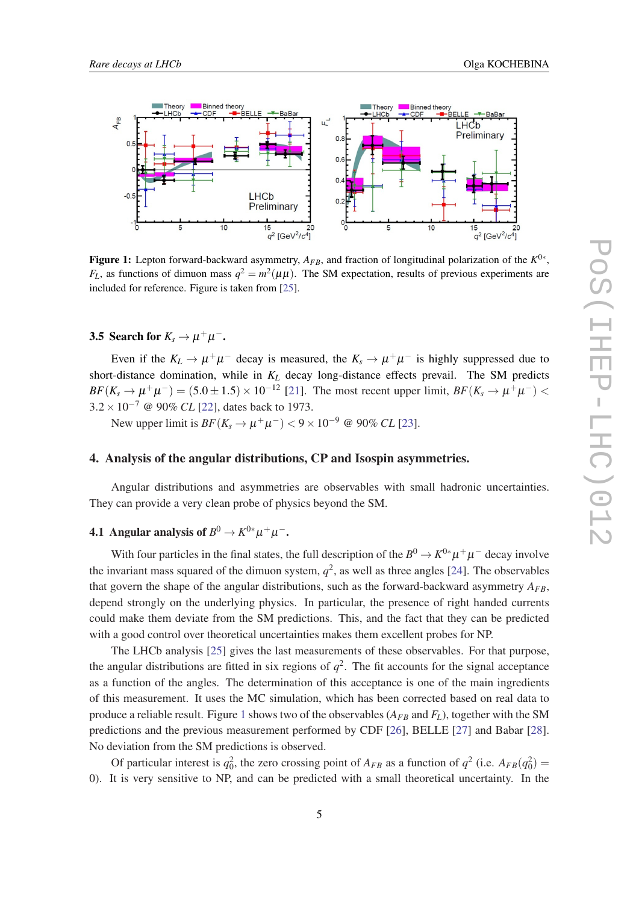**Figure 1:** Lepton forward-backward asymmetry, $A_{FB}$, and fraction of longitudinal polarization of the $K^{0*}$, $F_L$, as functions of dimuon mass $q^2 = m^2(\mu\mu)$. The SM expectation, results of previous experiments are included for reference. Figure is taken from [25].

### 3.5 Search for $K_s \to \mu^+\mu^-$.

Even if the $K_L \to \mu^+\mu^-$ decay is measured, the $K_s \to \mu^+\mu^-$ is highly suppressed due to short-distance domination, while in $K_L$ decay long-distance effects prevail. The SM predicts $BF(K_s \to \mu^+\mu^-) = (5.0 \pm 1.5) \times 10^{-12}$ [21]. The most recent upper limit, $BF(K_s \to \mu^+\mu^-) < 3.2 \times 10^{-7}$ @ 90% $CL$ [22], dates back to 1973.

New upper limit is $BF(K_s \to \mu^+\mu^-) < 9 \times 10^{-9}$ @ 90% $CL$ [23].

## 4. Analysis of the angular distributions, CP and Isospin asymmetries.

Angular distributions and asymmetries are observables with small hadronic uncertainties. They can provide a very clean probe of physics beyond the SM.

### 4.1 Angular analysis of $B^0 \to K^{0*}\mu^+\mu^-$.

With four particles in the final states, the full description of the $B^0 \to K^{0*}\mu^+\mu^-$ decay involve the invariant mass squared of the dimuon system, $q^2$, as well as three angles [24]. The observables that govern the shape of the angular distributions, such as the forward-backward asymmetry $A_{FB}$, depend strongly on the underlying physics. In particular, the presence of right handed currents could make them deviate from the SM predictions. This, and the fact that they can be predicted with a good control over theoretical uncertainties makes them excellent probes for NP.

The LHCb analysis [25] gives the last measurements of these observables. For that purpose, the angular distributions are fitted in six regions of $q^2$. The fit accounts for the signal acceptance as a function of the angles. The determination of this acceptance is one of the main ingredients of this measurement. It uses the MC simulation, which has been corrected based on real data to produce a reliable result. Figure 1 shows two of the observables ($A_{FB}$ and $F_L$), together with the SM predictions and the previous measurement performed by CDF [26], BELLE [27] and Babar [28]. No deviation from the SM predictions is observed.

Of particular interest is $q_0^2$, the zero crossing point of $A_{FB}$ as a function of $q^2$ (i.e. $A_{FB}(q_0^2) = 0$). It is very sensitive to NP, and can be predicted with a small theoretical uncertainty. In the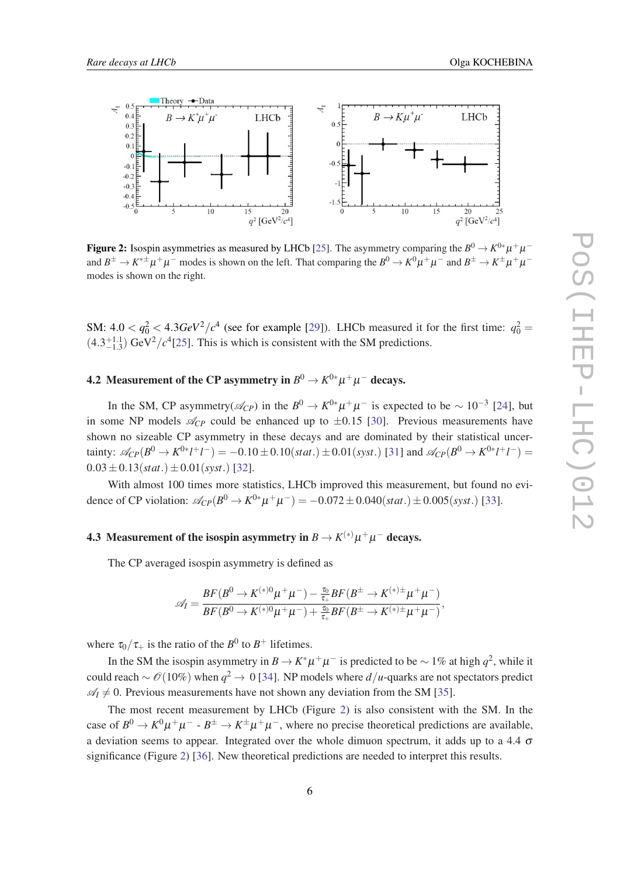**Figure 2:** Isospin asymmetries as measured by LHCb [25]. The asymmetry comparing the $B^0 \to K^{0*}\mu^+\mu^-$ and $B^{\pm} \to K^{*\pm}\mu^+\mu^-$ modes is shown on the left. That comparing the $B^0 \to K^0\mu^+\mu^-$ and $B^{\pm} \to K^{\pm}\mu^+\mu^-$ modes is shown on the right.

SM: $4.0 < q_0^2 < 4.3 GeV^2/c^4$ (see for example [29]). LHCb measured it for the first time: $q_0^2 = (4.3^{+1.1}_{-1.3})$ GeV$^2/c^4$[25]. This is which is consistent with the SM predictions.

## 4.2 Measurement of the CP asymmetry in $B^0 \to K^{0*}\mu^+\mu^-$ decays.

In the SM, CP asymmetry($\mathscr{A}_{CP}$) in the $B^0 \to K^{0*}\mu^+\mu^-$ is expected to be $\sim 10^{-3}$ [24], but in some NP models $\mathscr{A}_{CP}$ could be enhanced up to $\pm 0.15$ [30]. Previous measurements have shown no sizeable CP asymmetry in these decays and are dominated by their statistical uncertainty: $\mathscr{A}_{CP}(B^0 \to K^{0*}l^+l^-) = -0.10 \pm 0.10(stat.) \pm 0.01(syst.)$ [31] and $\mathscr{A}_{CP}(B^0 \to K^{0*}l^+l^-) = 0.03 \pm 0.13(stat.) \pm 0.01(syst.)$ [32].

With almost 100 times more statistics, LHCb improved this measurement, but found no evidence of CP violation: $\mathscr{A}_{CP}(B^0 \to K^{0*}\mu^+\mu^-) = -0.072 \pm 0.040(stat.) \pm 0.005(syst.)$ [33].

## 4.3 Measurement of the isospin asymmetry in $B \to K^{(*)}\mu^+\mu^-$ decays.

The CP averaged isospin asymmetry is defined as

$$\mathscr{A}_I = \frac{BF(B^0 \to K^{(*)0}\mu^+\mu^-) - \frac{\tau_0}{\tau_+}BF(B^{\pm} \to K^{(*)\pm}\mu^+\mu^-)}{BF(B^0 \to K^{(*)0}\mu^+\mu^-) + \frac{\tau_0}{\tau_+}BF(B^{\pm} \to K^{(*)\pm}\mu^+\mu^-)},$$

where $\tau_0/\tau_+$ is the ratio of the $B^0$ to $B^+$ lifetimes.

In the SM the isospin asymmetry in $B \to K^*\mu^+\mu^-$ is predicted to be $\sim 1\%$ at high $q^2$, while it could reach $\sim \mathscr{O}(10\%)$ when $q^2 \to 0$ [34]. NP models where $d/u$-quarks are not spectators predict $\mathscr{A}_I \neq 0$. Previous measurements have not shown any deviation from the SM [35].

The most recent measurement by LHCb (Figure 2) is also consistent with the SM. In the case of $B^0 \to K^0\mu^+\mu^-$ - $B^{\pm} \to K^{\pm}\mu^+\mu^-$, where no precise theoretical predictions are available, a deviation seems to appear. Integrated over the whole dimuon spectrum, it adds up to a 4.4 $\sigma$ significance (Figure 2) [36]. New theoretical predictions are needed to interpret this results.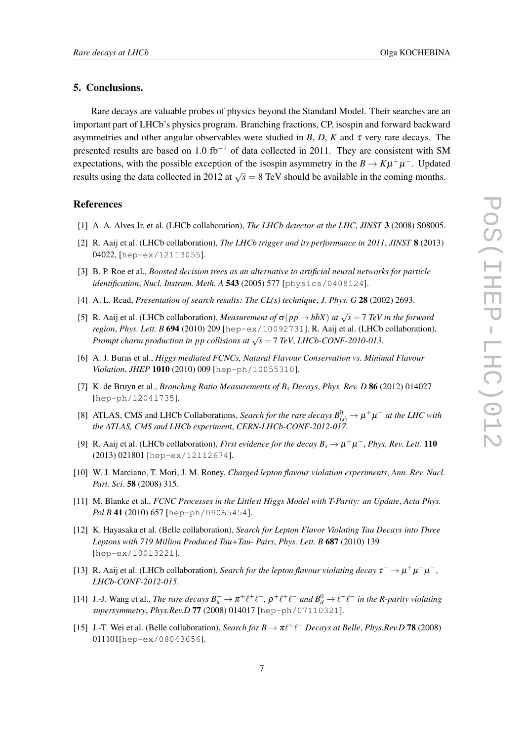## 5. Conclusions.

Rare decays are valuable probes of physics beyond the Standard Model. Their searches are an important part of LHCb's physics program. Branching fractions, CP, isospin and forward backward asymmetries and other angular observables were studied in $B$, $D$, $K$ and $\tau$ very rare decays. The presented results are based on 1.0 fb$^{-1}$ of data collected in 2011. They are consistent with SM expectations, with the possible exception of the isospin asymmetry in the $B \to K\mu^+\mu^-$. Updated results using the data collected in 2012 at $\sqrt{s} = 8$ TeV should be available in the coming months.

## References

[1] A. A. Alves Jr. et al. (LHCb collaboration), *The LHCb detector at the LHC*, *JINST* **3** (2008) S08005.

[2] R. Aaij et al. (LHCb collaboration), *The LHCb trigger and its performance in 2011*, *JINST* **8** (2013) 04022, [hep-ex/12113055].

[3] B. P. Roe et al., *Boosted decision trees as an alternative to artificial neural networks for particle identification*, *Nucl. Instrum. Meth. A* **543** (2005) 577 [physics/0408124].

[4] A. L. Read, *Presentation of search results: The CL(s) technique*, *J. Phys. G* **28** (2002) 2693.

[5] R. Aaij et al. (LHCb collaboration), *Measurement of $\sigma(pp \to b\bar{b}X)$ at $\sqrt{s} = 7$ TeV in the forward region*, *Phys. Lett. B* **694** (2010) 209 [hep-ex/10092731]. R. Aaij et al. (LHCb collaboration), *Prompt charm production in pp collisions at $\sqrt{s} = 7$ TeV*, *LHCb-CONF-2010-013*.

[6] A. J. Buras et al., *Higgs mediated FCNCs, Natural Flavour Conservation vs. Minimal Flavour Violation*, *JHEP* **1010** (2010) 009 [hep-ph/10055310].

[7] K. de Bruyn et al., *Branching Ratio Measurements of $B_s$ Decays*, *Phys. Rev. D* **86** (2012) 014027 [hep-ph/12041735].

[8] ATLAS, CMS and LHCb Collaborations, *Search for the rare decays $B^0_{(s)} \to \mu^+\mu^-$ at the LHC with the ATLAS, CMS and LHCb experiment*, *CERN-LHCb-CONF-2012-017*.

[9] R. Aaij et al. (LHCb collaboration), *First evidence for the decay $B_s \to \mu^+\mu^-$*, *Phys. Rev. Lett.* **110** (2013) 021801 [hep-ex/12112674].

[10] W. J. Marciano, T. Mori, J. M. Roney, *Charged lepton flavour violation experiments*, *Ann. Rev. Nucl. Part. Sci.* **58** (2008) 315.

[11] M. Blanke et al., *FCNC Processes in the Littlest Higgs Model with T-Parity: an Update*, *Acta Phys. Pol B* **41** (2010) 657 [hep-ph/09065454].

[12] K. Hayasaka et al. (Belle collaboration), *Search for Lepton Flavor Violating Tau Decays into Three Leptons with 719 Million Produced Tau+Tau- Pairs*, *Phys. Lett. B* **687** (2010) 139 [hep-ex/10013221].

[13] R. Aaij et al. (LHCb collaboration), *Search for the lepton flavour violating decay $\tau^- \to \mu^+\mu^-\mu^-$*, *LHCb-CONF-2012-015*.

[14] J.-J. Wang et al., *The rare decays $B_u^+ \to \pi^+\ell^+\ell^-$, $\rho^+\ell^+\ell^-$ and $B_d^0 \to \ell^+\ell^-$ in the R-parity violating supersymmetry*, *Phys.Rev.D* **77** (2008) 014017 [hep-ph/07110321].

[15] J.-T. Wei et al. (Belle collaboration), *Search for $B \to \pi\ell^+\ell^-$ Decays at Belle*, *Phys.Rev.D* **78** (2008) 011101[hep-ex/08043656].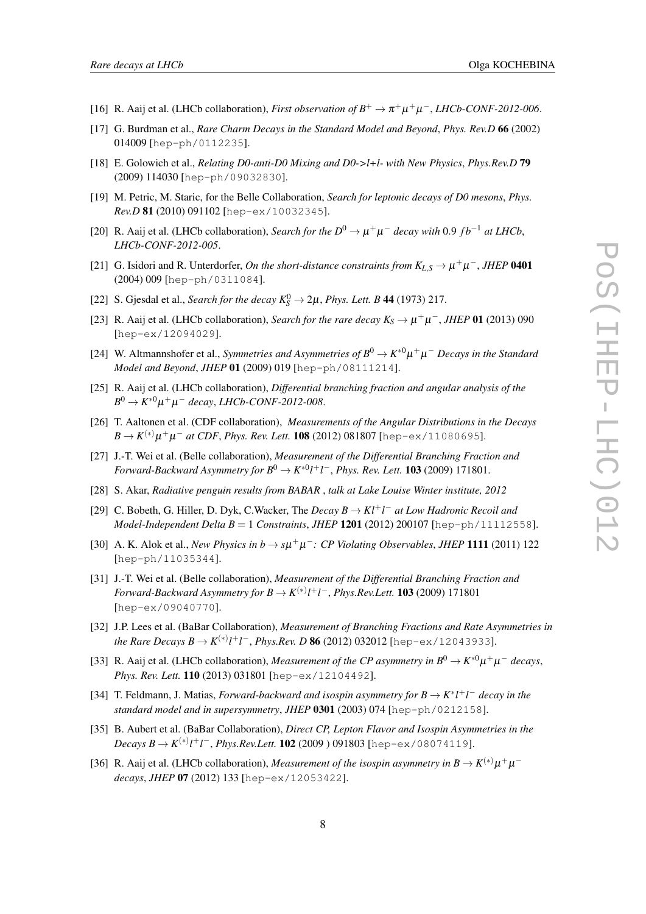[16] R. Aaij et al. (LHCb collaboration), *First observation of $B^+ \to \pi^+\mu^+\mu^-$*, *LHCb-CONF-2012-006*.

[17] G. Burdman et al., *Rare Charm Decays in the Standard Model and Beyond*, *Phys. Rev.D* **66** (2002) 014009 [hep-ph/0112235].

[18] E. Golowich et al., *Relating D0-anti-D0 Mixing and D0->l+l- with New Physics*, *Phys.Rev.D* **79** (2009) 114030 [hep-ph/09032830].

[19] M. Petric, M. Staric, for the Belle Collaboration, *Search for leptonic decays of D0 mesons*, *Phys. Rev.D* **81** (2010) 091102 [hep-ex/10032345].

[20] R. Aaij et al. (LHCb collaboration), *Search for the $D^0 \to \mu^+\mu^-$ decay with 0.9 $fb^{-1}$ at LHCb*, *LHCb-CONF-2012-005*.

[21] G. Isidori and R. Unterdorfer, *On the short-distance constraints from $K_{L,S} \to \mu^+\mu^-$*, *JHEP* **0401** (2004) 009 [hep-ph/0311084].

[22] S. Gjesdal et al., *Search for the decay $K^0_S \to 2\mu$*, *Phys. Lett. B* **44** (1973) 217.

[23] R. Aaij et al. (LHCb collaboration), *Search for the rare decay $K_S \to \mu^+\mu^-$*, *JHEP* **01** (2013) 090 [hep-ex/12094029].

[24] W. Altmannshofer et al., *Symmetries and Asymmetries of $B^0 \to K^{*0}\mu^+\mu^-$ Decays in the Standard Model and Beyond*, *JHEP* **01** (2009) 019 [hep-ph/08111214].

[25] R. Aaij et al. (LHCb collaboration), *Differential branching fraction and angular analysis of the $B^0 \to K^{*0}\mu^+\mu^-$ decay*, *LHCb-CONF-2012-008*.

[26] T. Aaltonen et al. (CDF collaboration), *Measurements of the Angular Distributions in the Decays $B \to K^{(*)}\mu^+\mu^-$ at CDF*, *Phys. Rev. Lett.* **108** (2012) 081807 [hep-ex/11080695].

[27] J.-T. Wei et al. (Belle collaboration), *Measurement of the Differential Branching Fraction and Forward-Backward Asymmetry for $B^0 \to K^{*0}l^+l^-$*, *Phys. Rev. Lett.* **103** (2009) 171801.

[28] S. Akar, *Radiative penguin results from BABAR , talk at Lake Louise Winter institute, 2012*

[29] C. Bobeth, G. Hiller, D. Dyk, C.Wacker, The *Decay $B \to Kl^+l^-$ at Low Hadronic Recoil and Model-Independent Delta $B = 1$ Constraints*, *JHEP* **1201** (2012) 200107 [hep-ph/11112558].

[30] A. K. Alok et al., *New Physics in $b \to s\mu^+\mu^-$: CP Violating Observables*, *JHEP* **1111** (2011) 122 [hep-ph/11035344].

[31] J.-T. Wei et al. (Belle collaboration), *Measurement of the Differential Branching Fraction and Forward-Backward Asymmetry for $B \to K^{(*)}l^+l^-$*, *Phys.Rev.Lett.* **103** (2009) 171801 [hep-ex/09040770].

[32] J.P. Lees et al. (BaBar Collaboration), *Measurement of Branching Fractions and Rate Asymmetries in the Rare Decays $B \to K^{(*)}l^+l^-$*, *Phys.Rev. D* **86** (2012) 032012 [hep-ex/12043933].

[33] R. Aaij et al. (LHCb collaboration), *Measurement of the CP asymmetry in $B^0 \to K^{*0}\mu^+\mu^-$ decays*, *Phys. Rev. Lett.* **110** (2013) 031801 [hep-ex/12104492].

[34] T. Feldmann, J. Matias, *Forward-backward and isospin asymmetry for $B \to K^*l^+l^-$ decay in the standard model and in supersymmetry*, *JHEP* **0301** (2003) 074 [hep-ph/0212158].

[35] B. Aubert et al. (BaBar Collaboration), *Direct CP, Lepton Flavor and Isospin Asymmetries in the Decays $B \to K^{(*)}l^+l^-$*, *Phys.Rev.Lett.* **102** (2009 ) 091803 [hep-ex/08074119].

[36] R. Aaij et al. (LHCb collaboration), *Measurement of the isospin asymmetry in $B \to K^{(*)}\mu^+\mu^-$ decays*, *JHEP* **07** (2012) 133 [hep-ex/12053422].